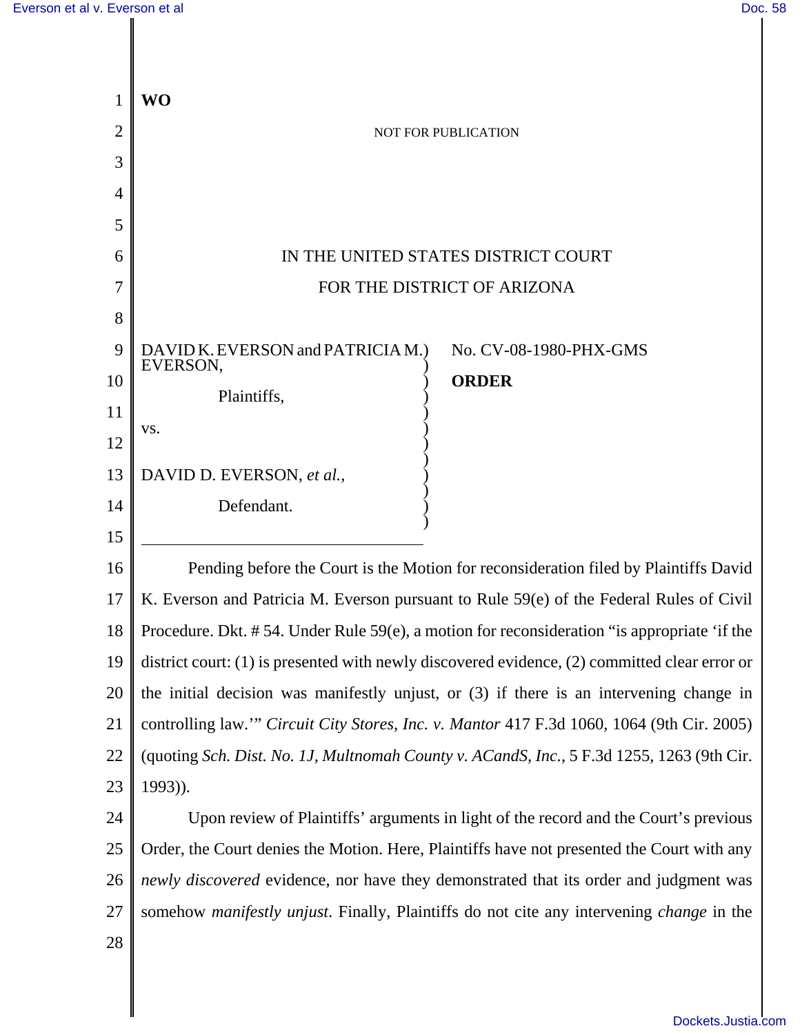**WO**

NOT FOR PUBLICATION

IN THE UNITED STATES DISTRICT COURT

FOR THE DISTRICT OF ARIZONA

| | |
|---|---|
| DAVID K. EVERSON and PATRICIA M. EVERSON,<br><br>Plaintiffs,<br><br>vs.<br><br>DAVID D. EVERSON, *et al.*,<br><br>Defendant. | No. CV-08-1980-PHX-GMS<br><br>**ORDER** |

Pending before the Court is the Motion for reconsideration filed by Plaintiffs David K. Everson and Patricia M. Everson pursuant to Rule 59(e) of the Federal Rules of Civil Procedure. Dkt. # 54. Under Rule 59(e), a motion for reconsideration "is appropriate 'if the district court: (1) is presented with newly discovered evidence, (2) committed clear error or the initial decision was manifestly unjust, or (3) if there is an intervening change in controlling law.'" *Circuit City Stores, Inc. v. Mantor* 417 F.3d 1060, 1064 (9th Cir. 2005) (quoting *Sch. Dist. No. 1J, Multnomah County v. ACandS, Inc.*, 5 F.3d 1255, 1263 (9th Cir. 1993)).

Upon review of Plaintiffs' arguments in light of the record and the Court's previous Order, the Court denies the Motion. Here, Plaintiffs have not presented the Court with any *newly discovered* evidence, nor have they demonstrated that its order and judgment was somehow *manifestly unjust*. Finally, Plaintiffs do not cite any intervening *change* in the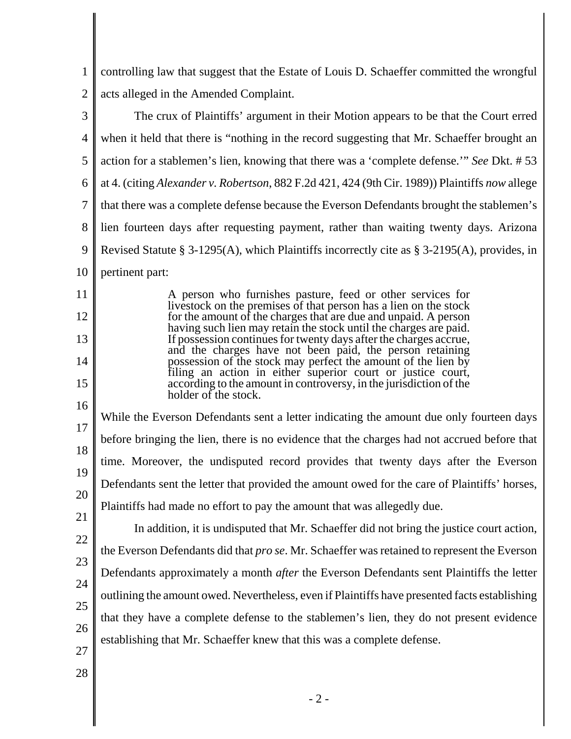controlling law that suggest that the Estate of Louis D. Schaeffer committed the wrongful acts alleged in the Amended Complaint.

The crux of Plaintiffs' argument in their Motion appears to be that the Court erred when it held that there is "nothing in the record suggesting that Mr. Schaeffer brought an action for a stablemen's lien, knowing that there was a 'complete defense.'" *See* Dkt. # 53 at 4. (citing *Alexander v. Robertson*, 882 F.2d 421, 424 (9th Cir. 1989)) Plaintiffs *now* allege that there was a complete defense because the Everson Defendants brought the stablemen's lien fourteen days after requesting payment, rather than waiting twenty days. Arizona Revised Statute § 3-1295(A), which Plaintiffs incorrectly cite as § 3-2195(A), provides, in pertinent part:

> A person who furnishes pasture, feed or other services for livestock on the premises of that person has a lien on the stock for the amount of the charges that are due and unpaid. A person having such lien may retain the stock until the charges are paid. If possession continues for twenty days after the charges accrue, and the charges have not been paid, the person retaining possession of the stock may perfect the amount of the lien by filing an action in either superior court or justice court, according to the amount in controversy, in the jurisdiction of the holder of the stock.

While the Everson Defendants sent a letter indicating the amount due only fourteen days before bringing the lien, there is no evidence that the charges had not accrued before that time. Moreover, the undisputed record provides that twenty days after the Everson Defendants sent the letter that provided the amount owed for the care of Plaintiffs' horses, Plaintiffs had made no effort to pay the amount that was allegedly due.

In addition, it is undisputed that Mr. Schaeffer did not bring the justice court action, the Everson Defendants did that *pro se*. Mr. Schaeffer was retained to represent the Everson Defendants approximately a month *after* the Everson Defendants sent Plaintiffs the letter outlining the amount owed. Nevertheless, even if Plaintiffs have presented facts establishing that they have a complete defense to the stablemen's lien, they do not present evidence establishing that Mr. Schaeffer knew that this was a complete defense.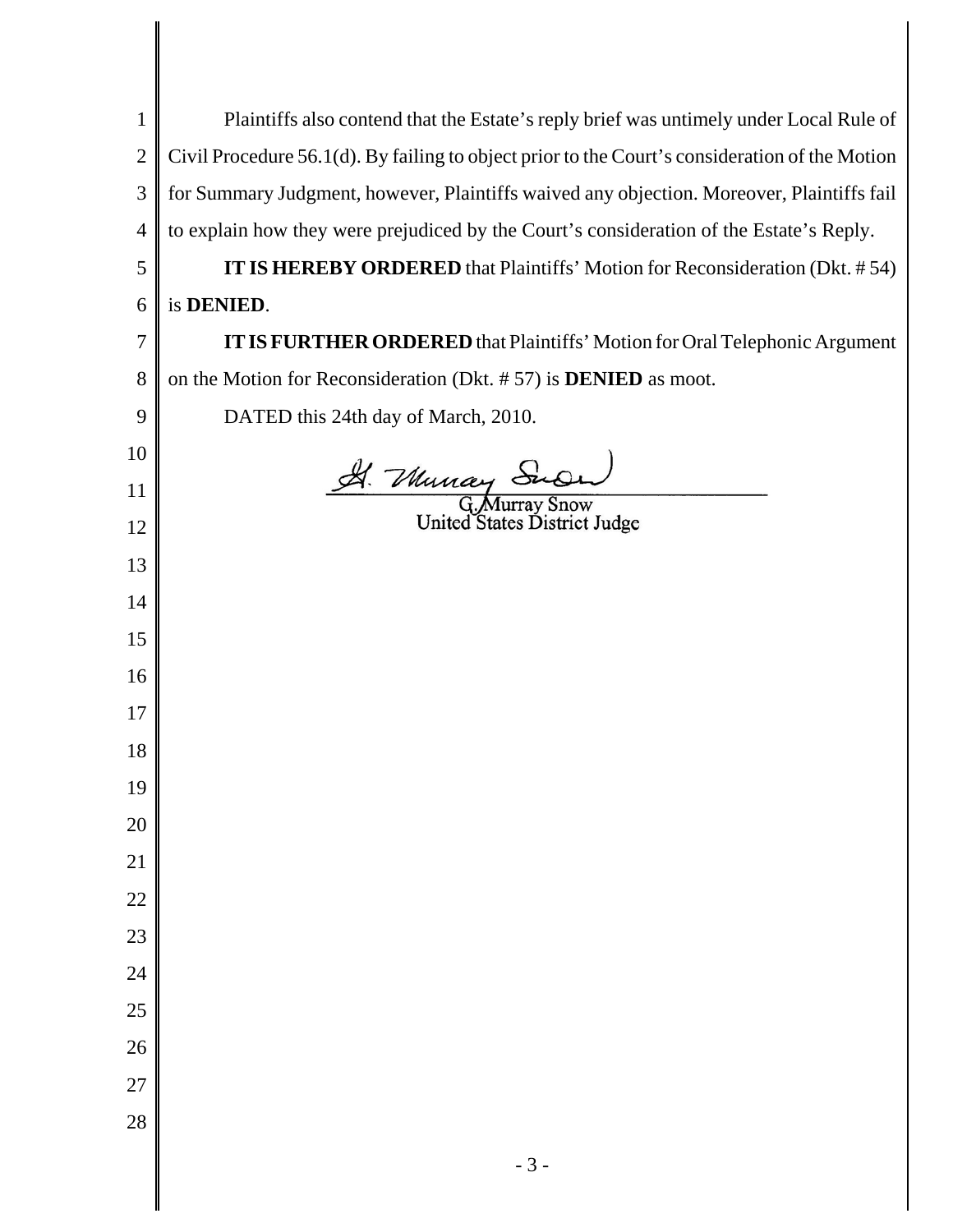Plaintiffs also contend that the Estate's reply brief was untimely under Local Rule of Civil Procedure 56.1(d). By failing to object prior to the Court's consideration of the Motion for Summary Judgment, however, Plaintiffs waived any objection. Moreover, Plaintiffs fail to explain how they were prejudiced by the Court's consideration of the Estate's Reply.

**IT IS HEREBY ORDERED** that Plaintiffs' Motion for Reconsideration (Dkt. # 54) is **DENIED**.

**IT IS FURTHER ORDERED** that Plaintiffs' Motion for Oral Telephonic Argument on the Motion for Reconsideration (Dkt. # 57) is **DENIED** as moot.

DATED this 24th day of March, 2010.

G. Murray Snow
United States District Judge